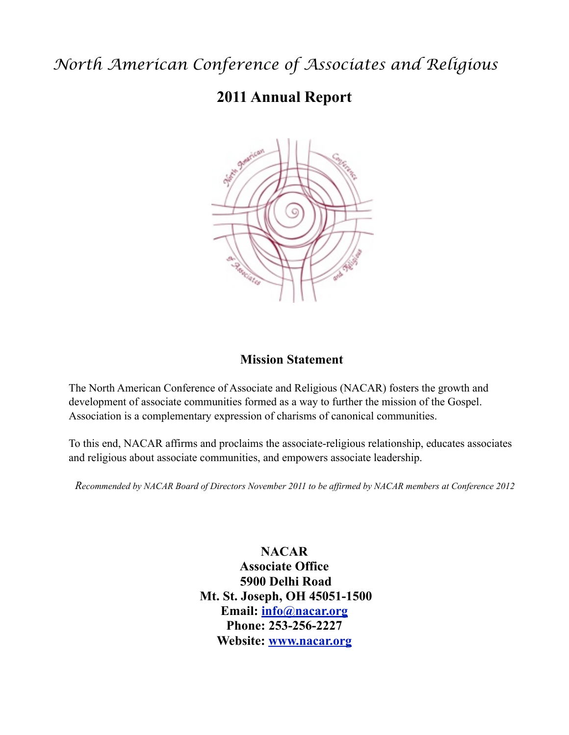# *North American Conference of Associates and Religious*

## 2011 Annual Report

### Mission Statement

The North American Conference of Associate and Religious (NACAR) fosters the growth and development of associate communities formed as a way to further the mission of the Gospel. Association is a complementary expression of charisms of canonical communities.

To this end, NACAR affirms and proclaims the associate-religious relationship, educates associates and religious about associate communities, and empowers associate leadership.

*Recommended by NACAR Board of Directors November 2011 to be affirmed by NACAR members at Conference 2012*

**NACAR**
**Associate Office**
**5900 Delhi Road**
**Mt. St. Joseph, OH 45051-1500**
**Email: info@nacar.org**
**Phone: 253-256-2227**
**Website: www.nacar.org**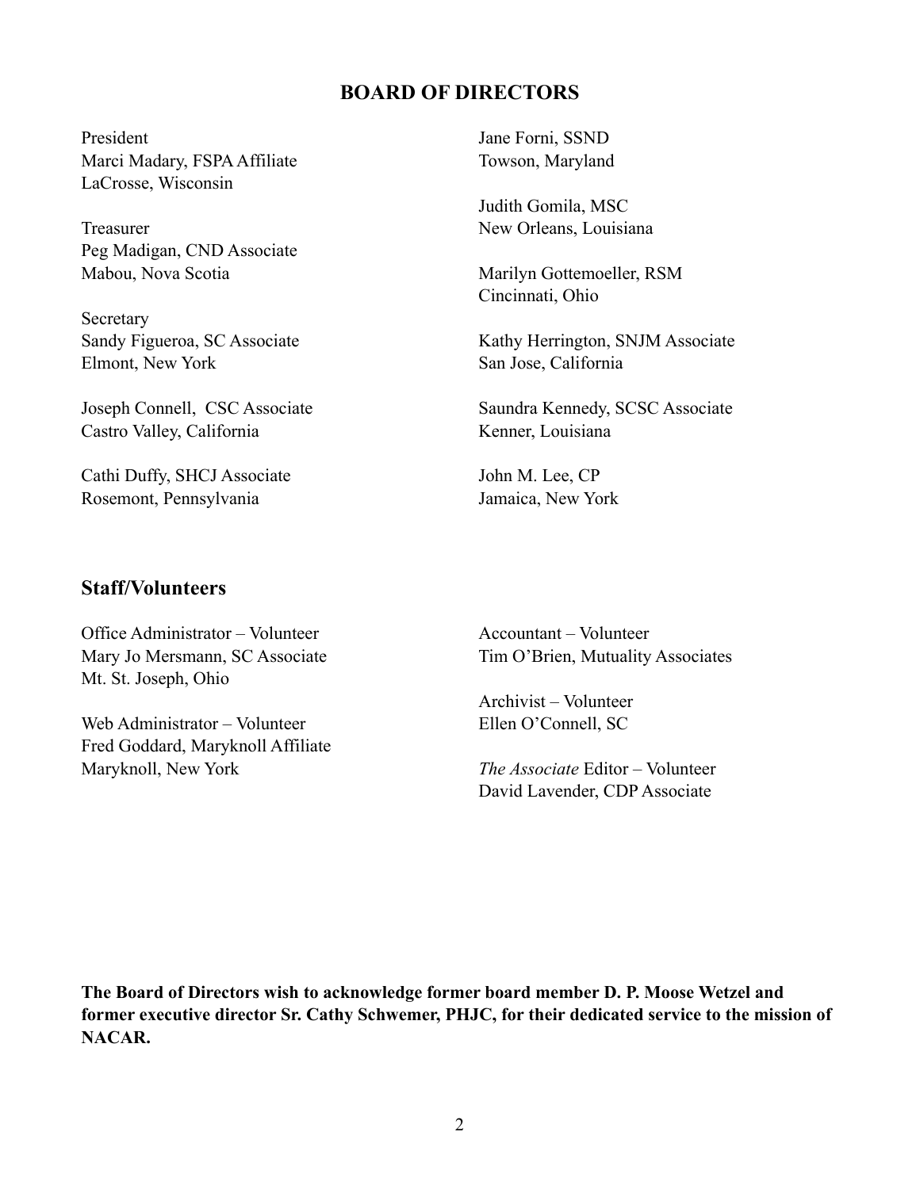## BOARD OF DIRECTORS

President
Marci Madary, FSPA Affiliate
LaCrosse, Wisconsin

Treasurer
Peg Madigan, CND Associate
Mabou, Nova Scotia

Secretary
Sandy Figueroa, SC Associate
Elmont, New York

Joseph Connell, CSC Associate
Castro Valley, California

Cathi Duffy, SHCJ Associate
Rosemont, Pennsylvania

Jane Forni, SSND
Towson, Maryland

Judith Gomila, MSC
New Orleans, Louisiana

Marilyn Gottemoeller, RSM
Cincinnati, Ohio

Kathy Herrington, SNJM Associate
San Jose, California

Saundra Kennedy, SCSC Associate
Kenner, Louisiana

John M. Lee, CP
Jamaica, New York

## Staff/Volunteers

Office Administrator – Volunteer
Mary Jo Mersmann, SC Associate
Mt. St. Joseph, Ohio

Web Administrator – Volunteer
Fred Goddard, Maryknoll Affiliate
Maryknoll, New York

Accountant – Volunteer
Tim O'Brien, Mutuality Associates

Archivist – Volunteer
Ellen O'Connell, SC

*The Associate* Editor – Volunteer
David Lavender, CDP Associate

**The Board of Directors wish to acknowledge former board member D. P. Moose Wetzel and former executive director Sr. Cathy Schwemer, PHJC, for their dedicated service to the mission of NACAR.**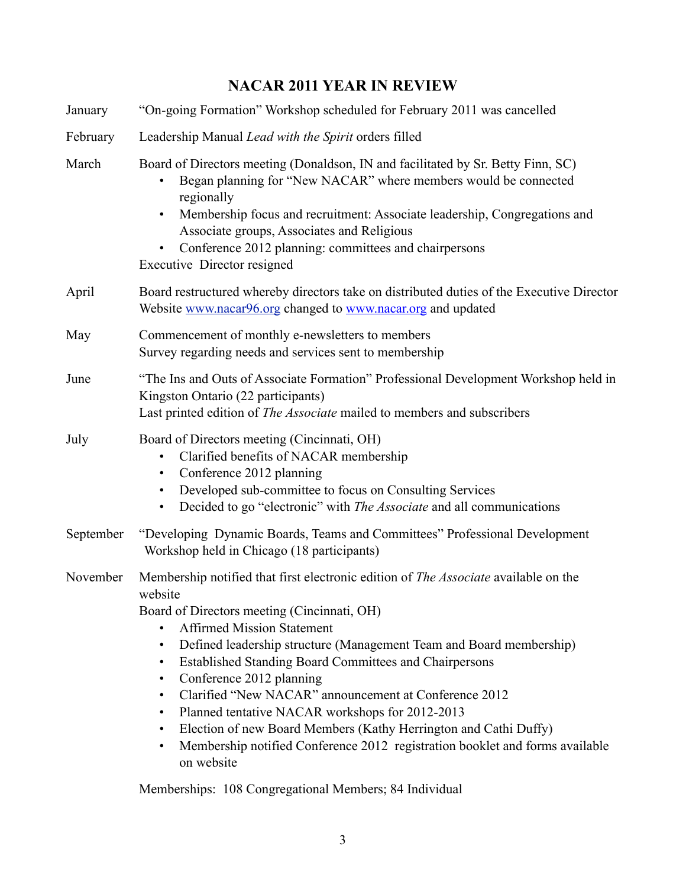# NACAR 2011 YEAR IN REVIEW

**January**
"On-going Formation" Workshop scheduled for February 2011 was cancelled

**February**
Leadership Manual *Lead with the Spirit* orders filled

**March**
Board of Directors meeting (Donaldson, IN and facilitated by Sr. Betty Finn, SC)

- Began planning for "New NACAR" where members would be connected regionally
- Membership focus and recruitment: Associate leadership, Congregations and Associate groups, Associates and Religious
- Conference 2012 planning: committees and chairpersons

Executive Director resigned

**April**
Board restructured whereby directors take on distributed duties of the Executive Director
Website www.nacar96.org changed to www.nacar.org and updated

**May**
Commencement of monthly e-newsletters to members
Survey regarding needs and services sent to membership

**June**
"The Ins and Outs of Associate Formation" Professional Development Workshop held in Kingston Ontario (22 participants)
Last printed edition of *The Associate* mailed to members and subscribers

**July**
Board of Directors meeting (Cincinnati, OH)

- Clarified benefits of NACAR membership
- Conference 2012 planning
- Developed sub-committee to focus on Consulting Services
- Decided to go "electronic" with *The Associate* and all communications

**September**
"Developing Dynamic Boards, Teams and Committees" Professional Development Workshop held in Chicago (18 participants)

**November**
Membership notified that first electronic edition of *The Associate* available on the website
Board of Directors meeting (Cincinnati, OH)

- Affirmed Mission Statement
- Defined leadership structure (Management Team and Board membership)
- Established Standing Board Committees and Chairpersons
- Conference 2012 planning
- Clarified "New NACAR" announcement at Conference 2012
- Planned tentative NACAR workshops for 2012-2013
- Election of new Board Members (Kathy Herrington and Cathi Duffy)
- Membership notified Conference 2012 registration booklet and forms available on website

Memberships: 108 Congregational Members; 84 Individual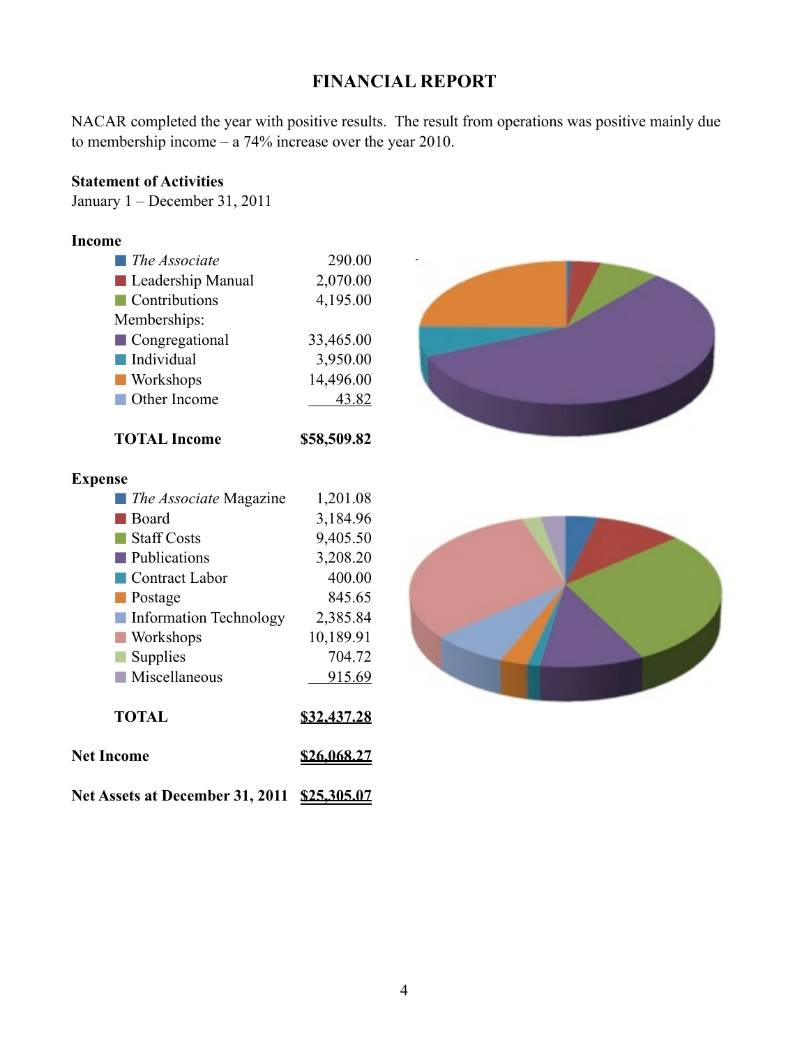## FINANCIAL REPORT

NACAR completed the year with positive results. The result from operations was positive mainly due to membership income – a 74% increase over the year 2010.

**Statement of Activities**
January 1 – December 31, 2011

**Income**

| | |
|---|---|
| *The Associate* | 290.00 |
| Leadership Manual | 2,070.00 |
| Contributions | 4,195.00 |
| Memberships: | |
| Congregational | 33,465.00 |
| Individual | 3,950.00 |
| Workshops | 14,496.00 |
| Other Income | 43.82 |
| **TOTAL Income** | **$58,509.82** |

**Expense**

| | |
|---|---|
| *The Associate* Magazine | 1,201.08 |
| Board | 3,184.96 |
| Staff Costs | 9,405.50 |
| Publications | 3,208.20 |
| Contract Labor | 400.00 |
| Postage | 845.65 |
| Information Technology | 2,385.84 |
| Workshops | 10,189.91 |
| Supplies | 704.72 |
| Miscellaneous | 915.69 |
| **TOTAL** | **$32,437.28** |

| | |
|---|---|
| **Net Income** | **$26,068.27** |
| **Net Assets at December 31, 2011** | **$25,305.07** |